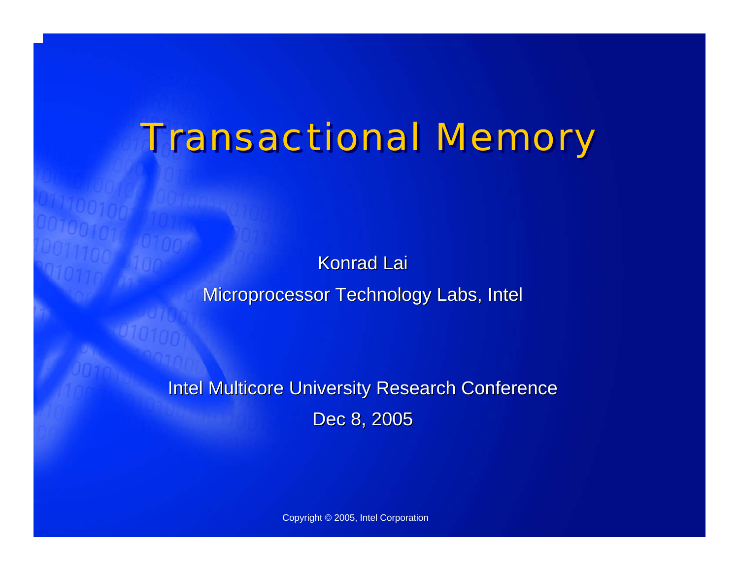# Transactional Memory

Konrad Lai

Microprocessor Technology Labs, Intel

Intel Multicore University Research Conference

Dec 8, 2005

Copyright © 2005, Intel Corporation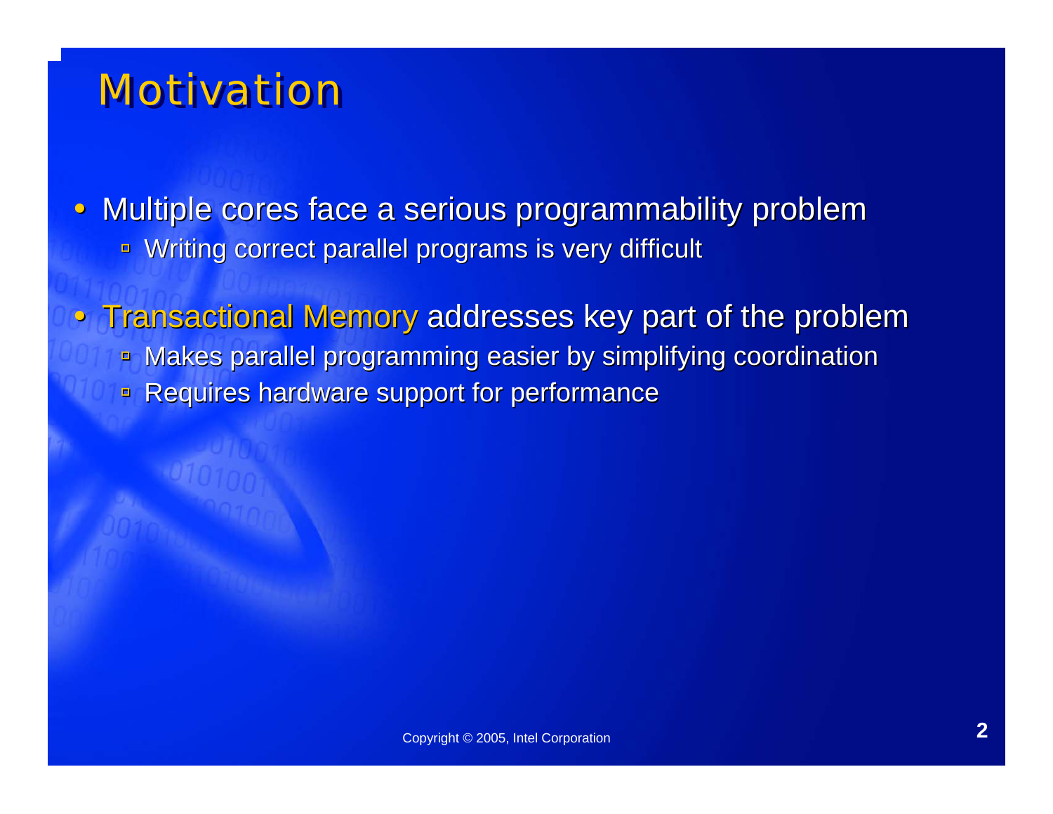# Motivation

- Multiple cores face a serious programmability problem
  - Writing correct parallel programs is very difficult
- Transactional Memory addresses key part of the problem
  - Makes parallel programming easier by simplifying coordination
  - Requires hardware support for performance

Copyright © 2005, Intel Corporation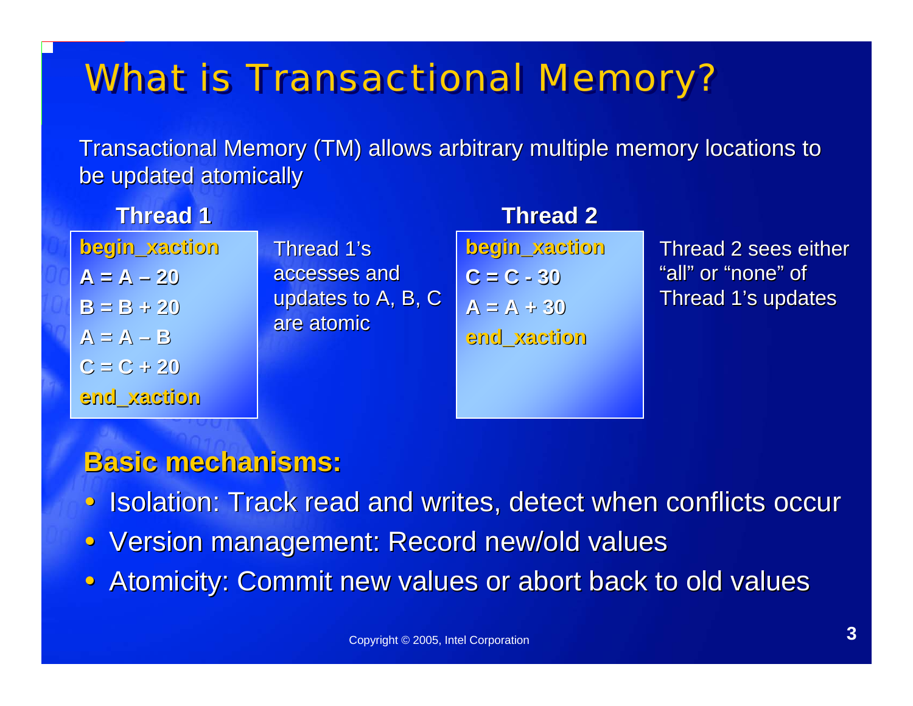# What is Transactional Memory?

Transactional Memory (TM) allows arbitrary multiple memory locations to be updated atomically

**Thread 1**

```
begin_xaction
A = A – 20
B = B + 20
A = A – B
C = C + 20
end_xaction
```

Thread 1's accesses and updates to A, B, C are atomic

**Thread 2**

```
begin_xaction
C = C - 30
A = A + 30
end_xaction
```

Thread 2 sees either "all" or "none" of Thread 1's updates

**Basic mechanisms:**

- Isolation: Track read and writes, detect when conflicts occur
- Version management: Record new/old values
- Atomicity: Commit new values or abort back to old values

Copyright © 2005, Intel Corporation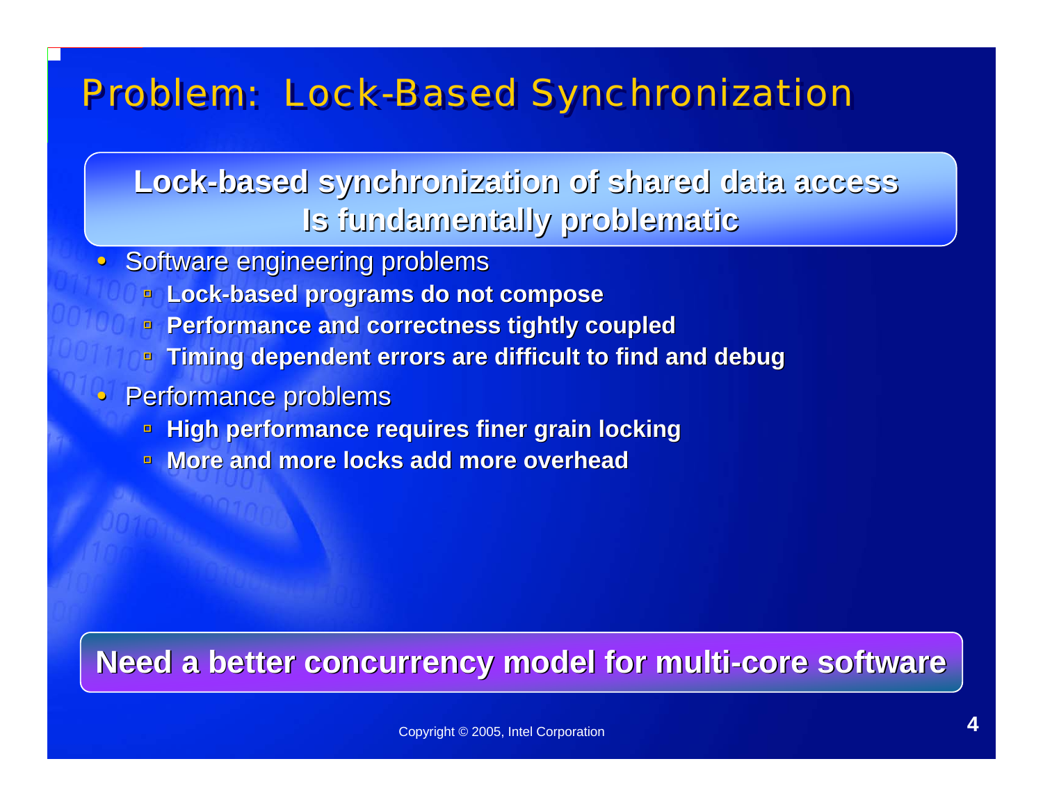# Problem: Lock-Based Synchronization

**Lock-based synchronization of shared data access Is fundamentally problematic**

- Software engineering problems
  - **Lock-based programs do not compose**
  - **Performance and correctness tightly coupled**
  - **Timing dependent errors are difficult to find and debug**
- Performance problems
  - **High performance requires finer grain locking**
  - **More and more locks add more overhead**

**Need a better concurrency model for multi-core software**

Copyright © 2005, Intel Corporation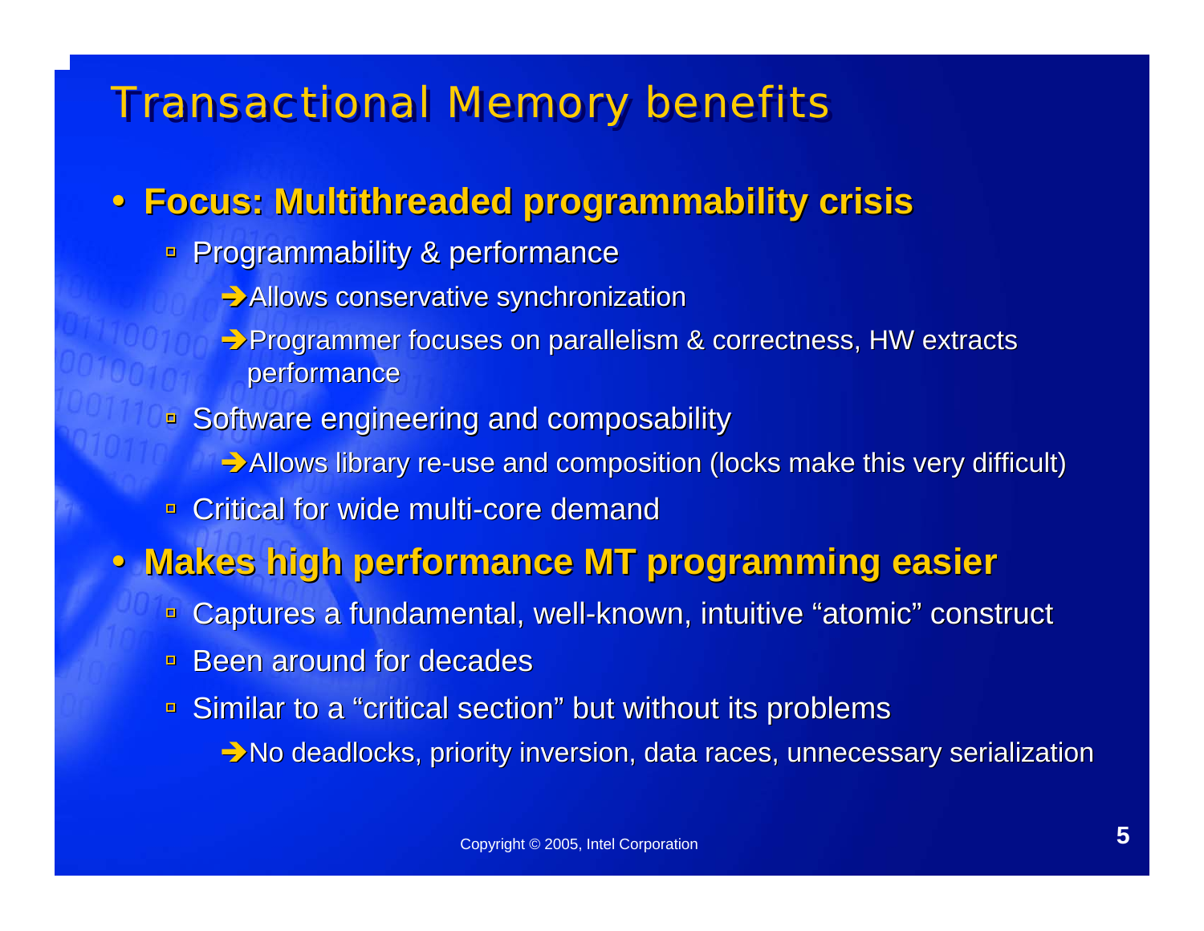# Transactional Memory benefits

- **Focus: Multithreaded programmability crisis**
  - Programmability & performance
    - ➔Allows conservative synchronization
    - ➔Programmer focuses on parallelism & correctness, HW extracts performance
  - Software engineering and composability
    - ➔Allows library re-use and composition (locks make this very difficult)
  - Critical for wide multi-core demand
- **Makes high performance MT programming easier**
  - Captures a fundamental, well-known, intuitive “atomic” construct
  - Been around for decades
  - Similar to a “critical section” but without its problems
    - ➔No deadlocks, priority inversion, data races, unnecessary serialization

Copyright © 2005, Intel Corporation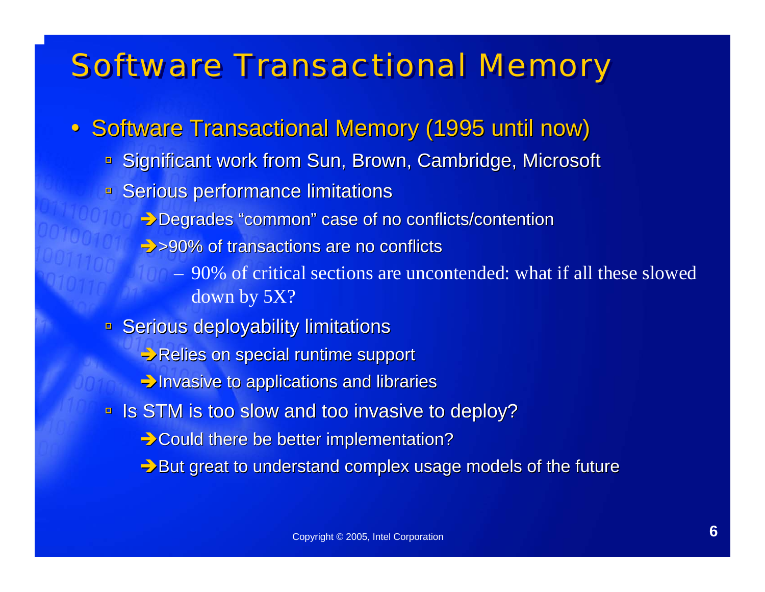# Software Transactional Memory

- Software Transactional Memory (1995 until now)
  - Significant work from Sun, Brown, Cambridge, Microsoft
  - Serious performance limitations
    - ➔ Degrades “common” case of no conflicts/contention
    - ➔ >90% of transactions are no conflicts
      - – 90% of critical sections are uncontended: what if all these slowed down by 5X?
  - Serious deployability limitations
    - ➔ Relies on special runtime support
    - ➔ Invasive to applications and libraries
  - Is STM is too slow and too invasive to deploy?
    - ➔ Could there be better implementation?
    - ➔ But great to understand complex usage models of the future

Copyright © 2005, Intel Corporation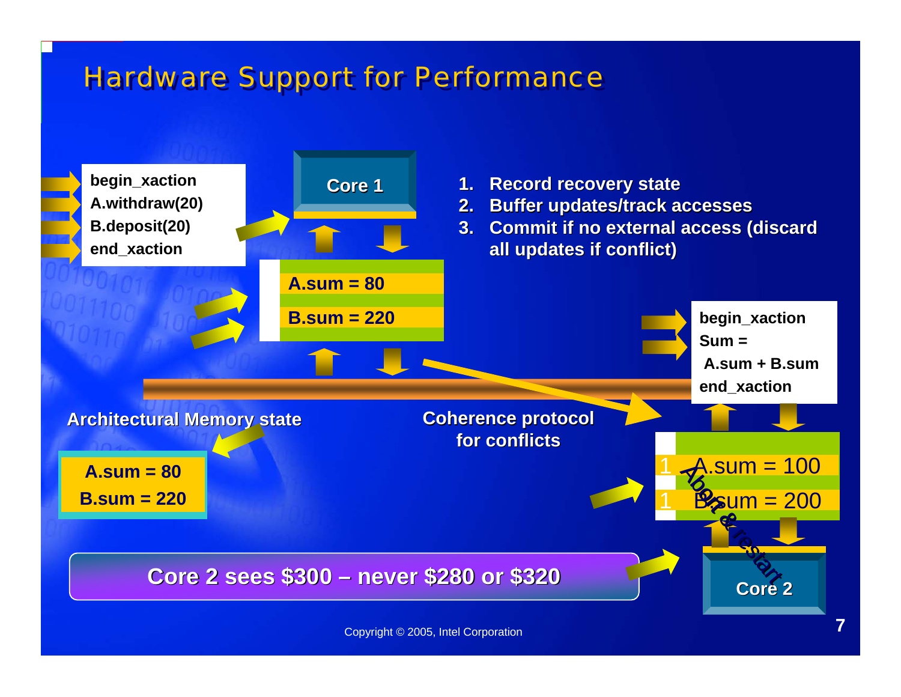# Hardware Support for Performance

```
begin_xaction
A.withdraw(20)
B.deposit(20)
end_xaction
```

Core 1

A.sum = 80

B.sum = 220

1. Record recovery state
2. Buffer updates/track accesses
3. Commit if no external access (discard all updates if conflict)

```
begin_xaction
Sum =
 A.sum + B.sum
end_xaction
```

Architectural Memory state

A.sum = 80

B.sum = 220

Coherence protocol for conflicts

1 A.sum = 100

1 B.sum = 200

Abort & restart

Core 2

**Core 2 sees $300 – never $280 or $320**

Copyright © 2005, Intel Corporation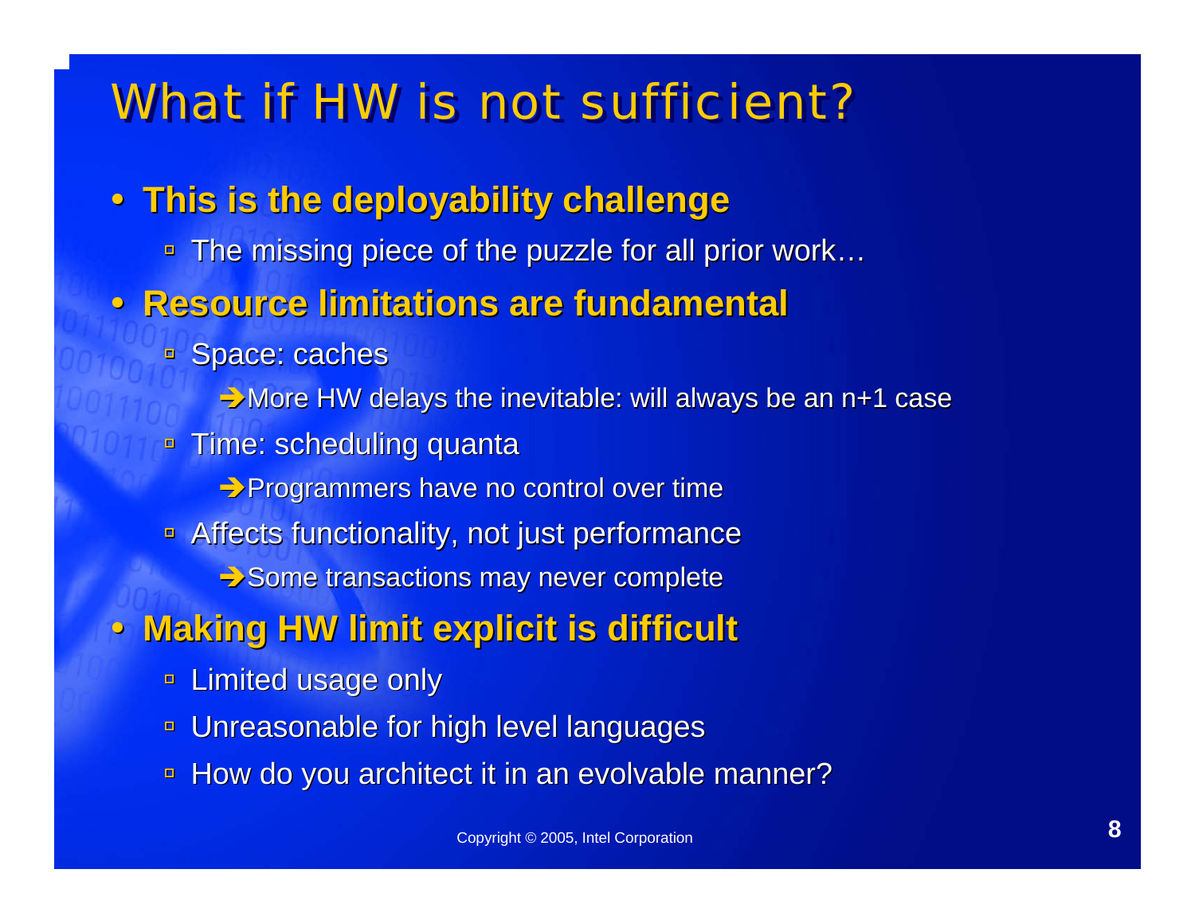# What if HW is not sufficient?

- **This is the deployability challenge**
  - The missing piece of the puzzle for all prior work…
- **Resource limitations are fundamental**
  - Space: caches
    - ➔ More HW delays the inevitable: will always be an n+1 case
  - Time: scheduling quanta
    - ➔ Programmers have no control over time
  - Affects functionality, not just performance
    - ➔ Some transactions may never complete
- **Making HW limit explicit is difficult**
  - Limited usage only
  - Unreasonable for high level languages
  - How do you architect it in an evolvable manner?

Copyright © 2005, Intel Corporation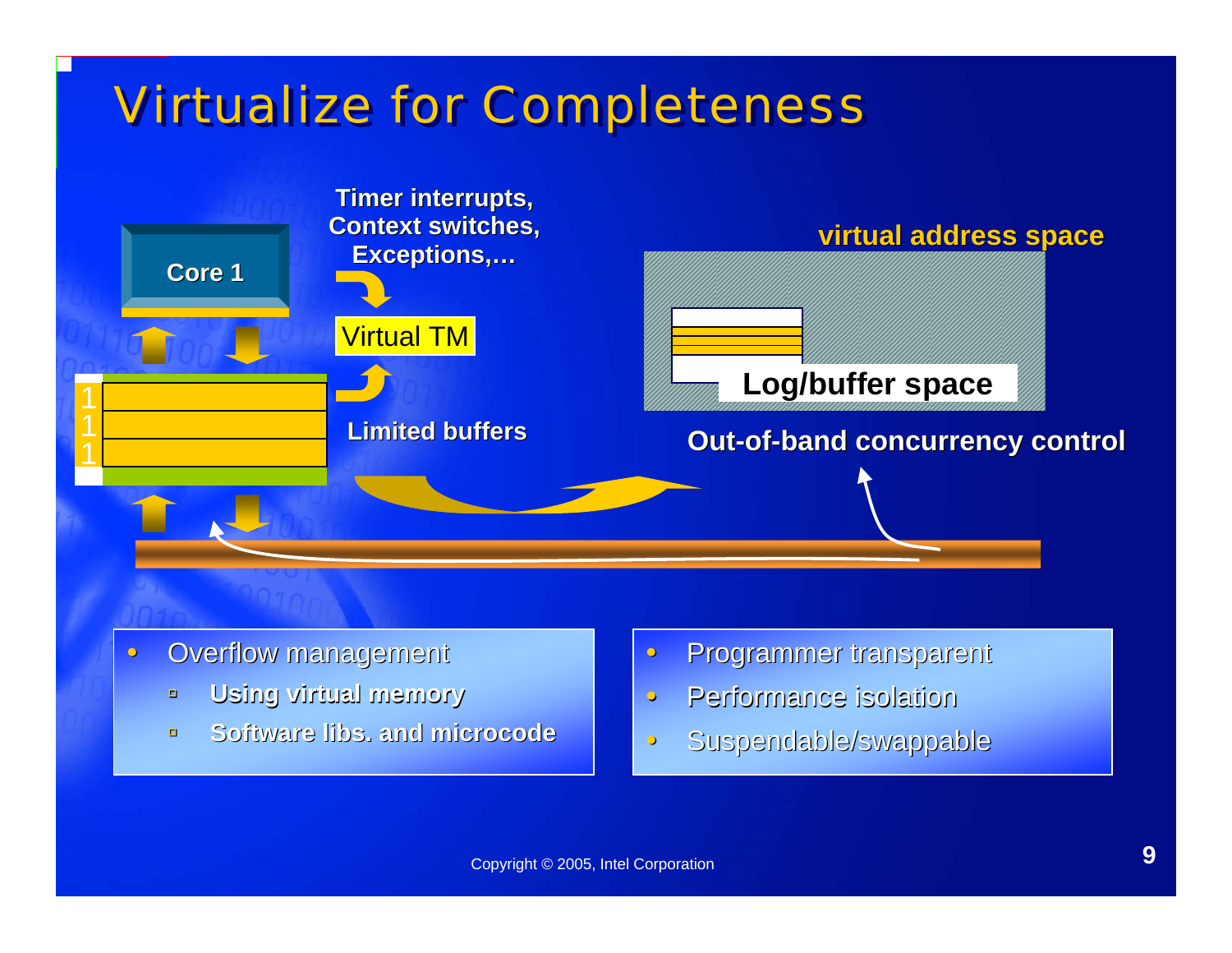# Virtualize for Completeness

Core 1

Timer interrupts, Context switches, Exceptions,…

Virtual TM

Limited buffers

virtual address space

Log/buffer space

Out-of-band concurrency control

- Overflow management
  - **Using virtual memory**
  - **Software libs. and microcode**

- Programmer transparent
- Performance isolation
- Suspendable/swappable

Copyright © 2005, Intel Corporation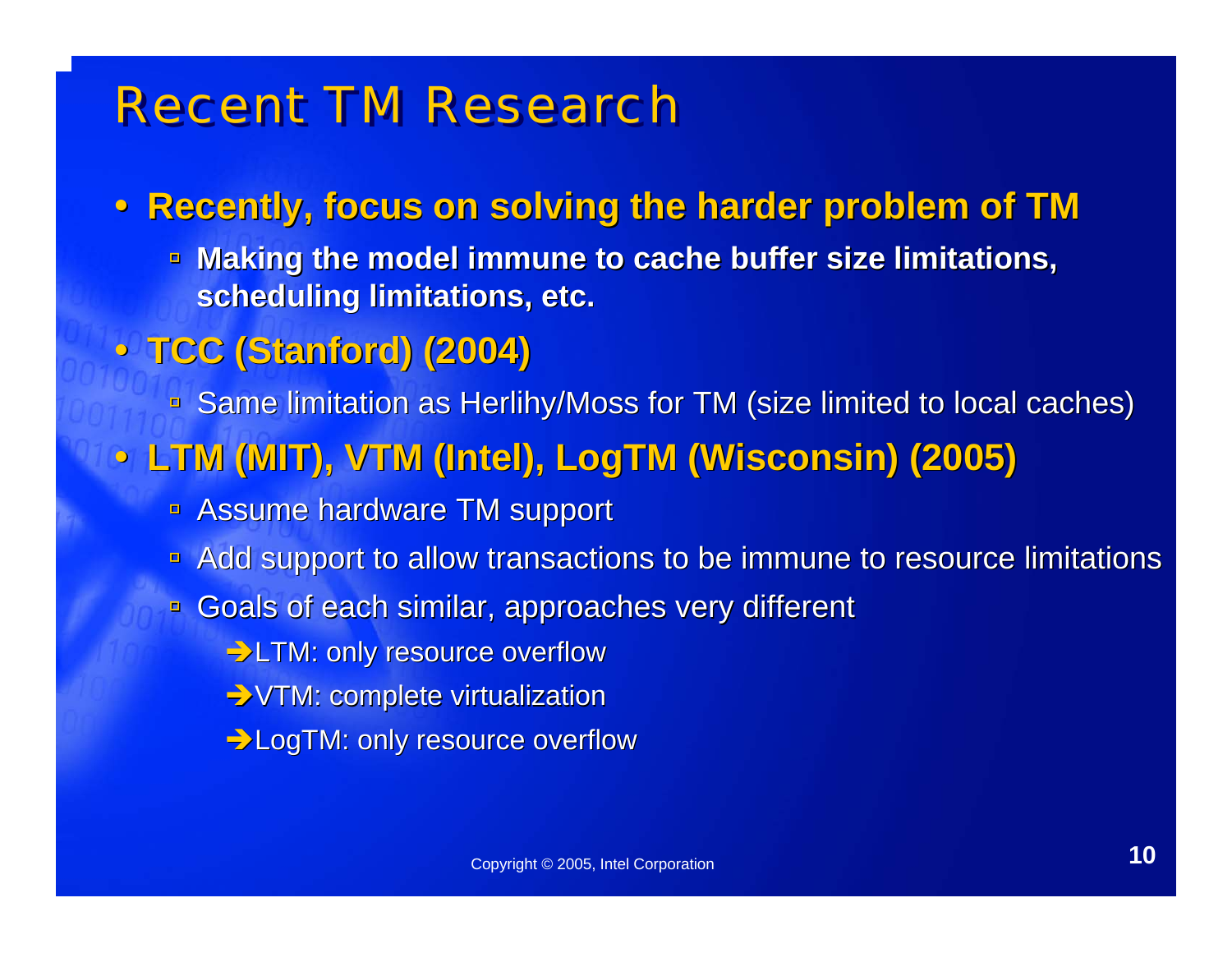# Recent TM Research

- **Recently, focus on solving the harder problem of TM**
  - **Making the model immune to cache buffer size limitations, scheduling limitations, etc.**
- **TCC (Stanford) (2004)**
  - Same limitation as Herlihy/Moss for TM (size limited to local caches)
- **LTM (MIT), VTM (Intel), LogTM (Wisconsin) (2005)**
  - Assume hardware TM support
  - Add support to allow transactions to be immune to resource limitations
  - Goals of each similar, approaches very different
    - ➔ LTM: only resource overflow
    - ➔ VTM: complete virtualization
    - ➔ LogTM: only resource overflow

Copyright © 2005, Intel Corporation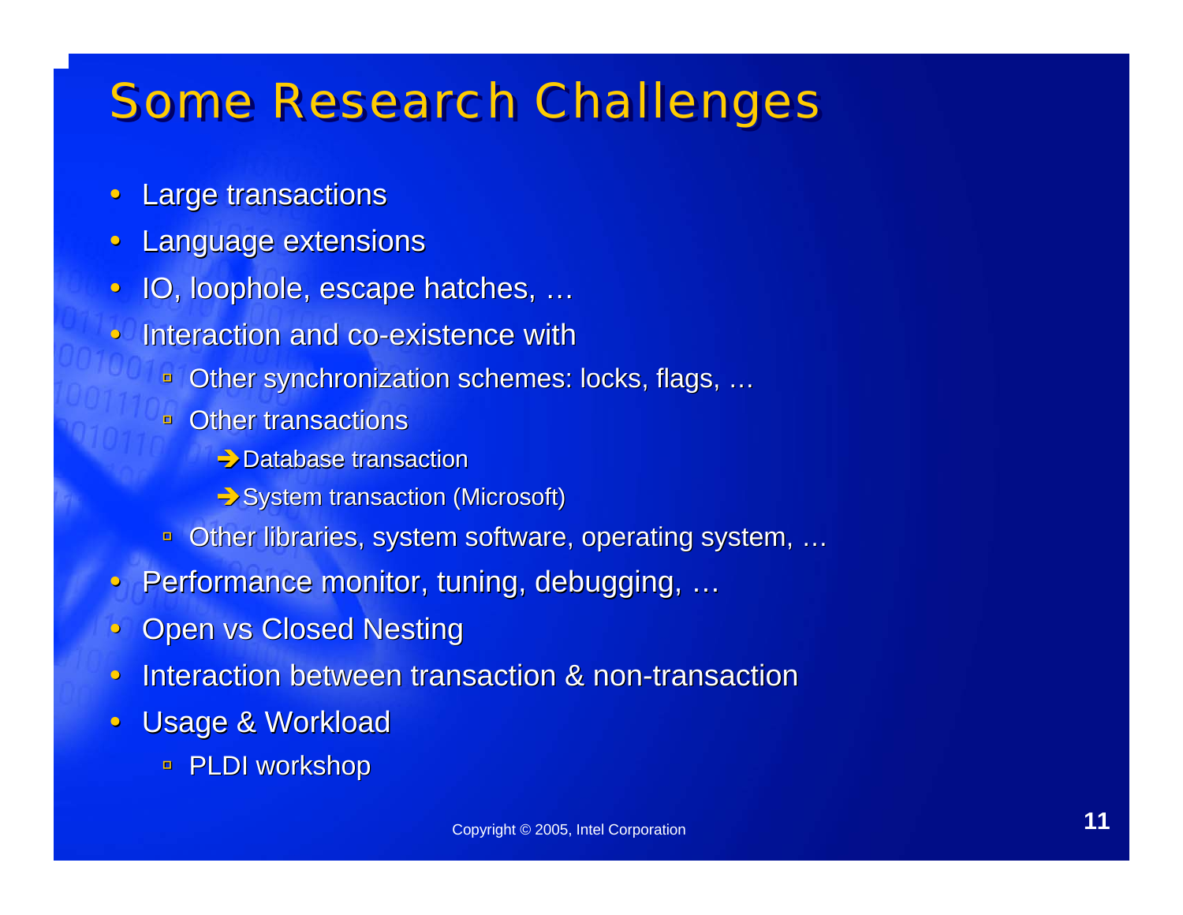# Some Research Challenges

- Large transactions
- Language extensions
- IO, loophole, escape hatches, …
- Interaction and co-existence with
  - Other synchronization schemes: locks, flags, …
  - Other transactions
    - ➔ Database transaction
    - ➔ System transaction (Microsoft)
  - Other libraries, system software, operating system, …
- Performance monitor, tuning, debugging, …
- Open vs Closed Nesting
- Interaction between transaction & non-transaction
- Usage & Workload
  - PLDI workshop

Copyright © 2005, Intel Corporation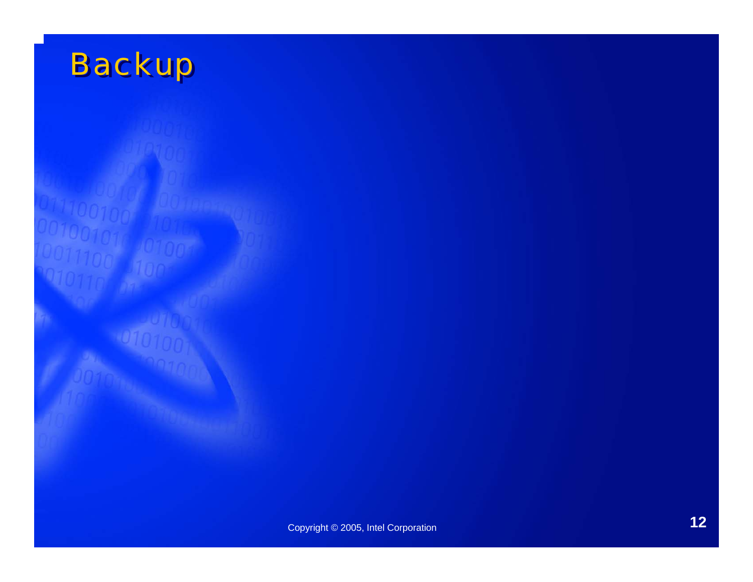# Backup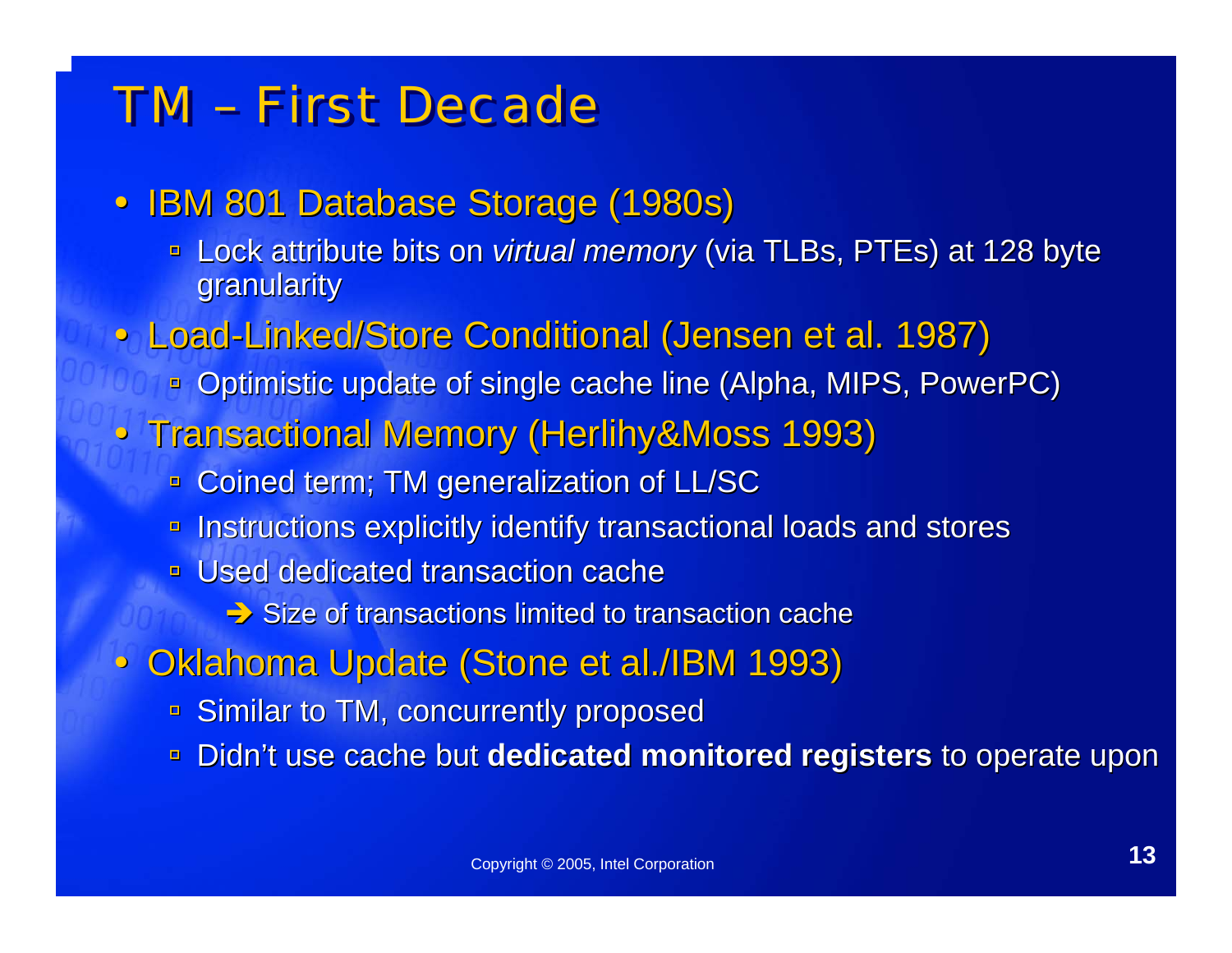# TM – First Decade

- IBM 801 Database Storage (1980s)
  - Lock attribute bits on *virtual memory* (via TLBs, PTEs) at 128 byte granularity
- Load-Linked/Store Conditional (Jensen et al. 1987)
  - Optimistic update of single cache line (Alpha, MIPS, PowerPC)
- Transactional Memory (Herlihy&Moss 1993)
  - Coined term; TM generalization of LL/SC
  - Instructions explicitly identify transactional loads and stores
  - Used dedicated transaction cache
    - ➔ Size of transactions limited to transaction cache
- Oklahoma Update (Stone et al./IBM 1993)
  - Similar to TM, concurrently proposed
  - Didn't use cache but **dedicated monitored registers** to operate upon

Copyright © 2005, Intel Corporation